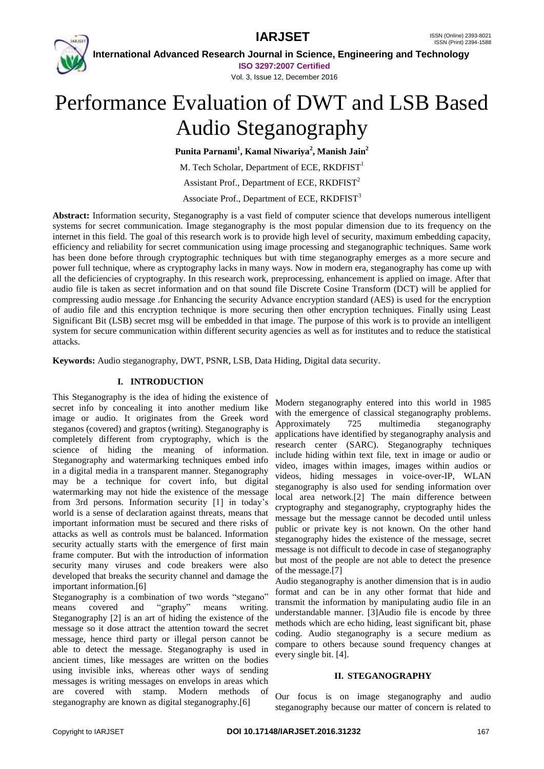# Performance Evaluation of DWT and LSB Based Audio Steganography

**Punita Parnami[1], Kamal Niwariya[2], Manish Jain[2]**

M. Tech Scholar, Department of ECE, RKDFIST[1]

Assistant Prof., Department of ECE, RKDFIST[2]

Associate Prof., Department of ECE, RKDFIST[3]

**Abstract:** Information security, Steganography is a vast field of computer science that develops numerous intelligent systems for secret communication. Image steganography is the most popular dimension due to its frequency on the internet in this field. The goal of this research work is to provide high level of security, maximum embedding capacity, efficiency and reliability for secret communication using image processing and steganographic techniques. Same work has been done before through cryptographic techniques but with time steganography emerges as a more secure and power full technique, where as cryptography lacks in many ways. Now in modern era, steganography has come up with all the deficiencies of cryptography. In this research work, preprocessing, enhancement is applied on image. After that audio file is taken as secret information and on that sound file Discrete Cosine Transform (DCT) will be applied for compressing audio message .for Enhancing the security Advance encryption standard (AES) is used for the encryption of audio file and this encryption technique is more securing then other encryption techniques. Finally using Least Significant Bit (LSB) secret msg will be embedded in that image. The purpose of this work is to provide an intelligent system for secure communication within different security agencies as well as for institutes and to reduce the statistical attacks.

**Keywords:** Audio steganography, DWT, PSNR, LSB, Data Hiding, Digital data security.

## I. INTRODUCTION

This Steganography is the idea of hiding the existence of secret info by concealing it into another medium like image or audio. It originates from the Greek word steganos (covered) and graptos (writing). Steganography is completely different from cryptography, which is the science of hiding the meaning of information. Steganography and watermarking techniques embed info in a digital media in a transparent manner. Steganography may be a technique for covert info, but digital watermarking may not hide the existence of the message from 3rd persons. Information security [1] in today's world is a sense of declaration against threats, means that important information must be secured and there risks of attacks as well as controls must be balanced. Information security actually starts with the emergence of first main frame computer. But with the introduction of information security many viruses and code breakers were also developed that breaks the security channel and damage the important information.[6]

Steganography is a combination of two words "stegano" means covered and "graphy" means writing. Steganography [2] is an art of hiding the existence of the message so it dose attract the attention toward the secret message, hence third party or illegal person cannot be able to detect the message. Steganography is used in ancient times, like messages are written on the bodies using invisible inks, whereas other ways of sending messages is writing messages on envelops in areas which are covered with stamp. Modern methods of steganography are known as digital steganography.[6]

Modern steganography entered into this world in 1985 with the emergence of classical steganography problems. Approximately 725 multimedia steganography applications have identified by steganography analysis and research center (SARC). Steganography techniques include hiding within text file, text in image or audio or video, images within images, images within audios or videos, hiding messages in voice-over-IP, WLAN steganography is also used for sending information over local area network.[2] The main difference between cryptography and steganography, cryptography hides the message but the message cannot be decoded until unless public or private key is not known. On the other hand steganography hides the existence of the message, secret message is not difficult to decode in case of steganography but most of the people are not able to detect the presence of the message.[7]

Audio steganography is another dimension that is in audio format and can be in any other format that hide and transmit the information by manipulating audio file in an understandable manner. [3]Audio file is encode by three methods which are echo hiding, least significant bit, phase coding. Audio steganography is a secure medium as compare to others because sound frequency changes at every single bit. [4].

## II. STEGANOGRAPHY

Our focus is on image steganography and audio steganography because our matter of concern is related to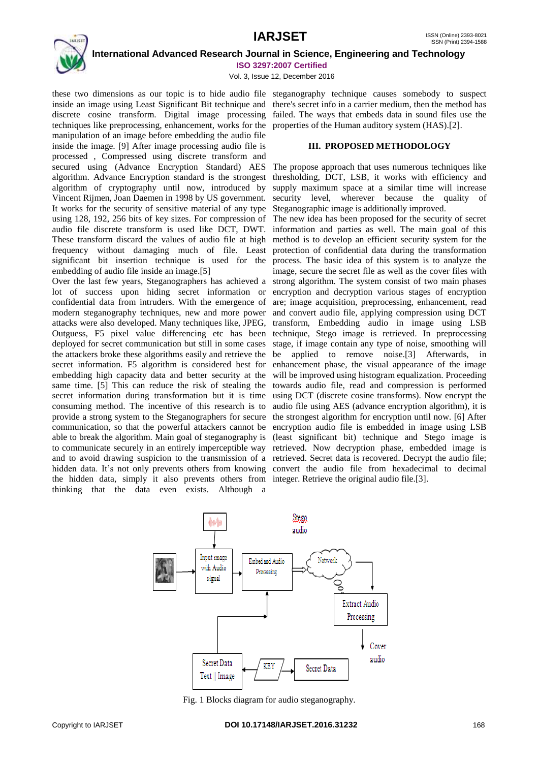these two dimensions as our topic is to hide audio file inside an image using Least Significant Bit technique and discrete cosine transform. Digital image processing techniques like preprocessing, enhancement, works for the manipulation of an image before embedding the audio file inside the image. [9] After image processing audio file is processed , Compressed using discrete transform and secured using (Advance Encryption Standard) AES algorithm. Advance Encryption standard is the strongest algorithm of cryptography until now, introduced by Vincent Rijmen, Joan Daemen in 1998 by US government. It works for the security of sensitive material of any type using 128, 192, 256 bits of key sizes. For compression of audio file discrete transform is used like DCT, DWT. These transform discard the values of audio file at high frequency without damaging much of file. Least significant bit insertion technique is used for the embedding of audio file inside an image.[5]

Over the last few years, Steganographers has achieved a lot of success upon hiding secret information or confidential data from intruders. With the emergence of modern steganography techniques, new and more power attacks were also developed. Many techniques like, JPEG, Outguess, F5 pixel value differencing etc has been deployed for secret communication but still in some cases the attackers broke these algorithms easily and retrieve the secret information. F5 algorithm is considered best for embedding high capacity data and better security at the same time. [5] This can reduce the risk of stealing the secret information during transformation but it is time consuming method. The incentive of this research is to provide a strong system to the Steganographers for secure communication, so that the powerful attackers cannot be able to break the algorithm. Main goal of steganography is to communicate securely in an entirely imperceptible way and to avoid drawing suspicion to the transmission of a hidden data. It's not only prevents others from knowing the hidden data, simply it also prevents others from thinking that the data even exists. Although a steganography technique causes somebody to suspect there's secret info in a carrier medium, then the method has failed. The ways that embeds data in sound files use the properties of the Human auditory system (HAS).[2].

## III. PROPOSED METHODOLOGY

The propose approach that uses numerous techniques like thresholding, DCT, LSB, it works with efficiency and supply maximum space at a similar time will increase security level, wherever because the quality of Steganographic image is additionally improved.

The new idea has been proposed for the security of secret information and parties as well. The main goal of this method is to develop an efficient security system for the protection of confidential data during the transformation process. The basic idea of this system is to analyze the image, secure the secret file as well as the cover files with strong algorithm. The system consist of two main phases encryption and decryption various stages of encryption are; image acquisition, preprocessing, enhancement, read and convert audio file, applying compression using DCT transform, Embedding audio in image using LSB technique, Stego image is retrieved. In preprocessing stage, if image contain any type of noise, smoothing will be applied to remove noise.[3] Afterwards, in enhancement phase, the visual appearance of the image will be improved using histogram equalization. Proceeding towards audio file, read and compression is performed using DCT (discrete cosine transforms). Now encrypt the audio file using AES (advance encryption algorithm), it is the strongest algorithm for encryption until now. [6] After encryption audio file is embedded in image using LSB (least significant bit) technique and Stego image is retrieved. Now decryption phase, embedded image is retrieved. Secret data is recovered. Decrypt the audio file; convert the audio file from hexadecimal to decimal integer. Retrieve the original audio file.[3].

Fig. 1 Blocks diagram for audio steganography.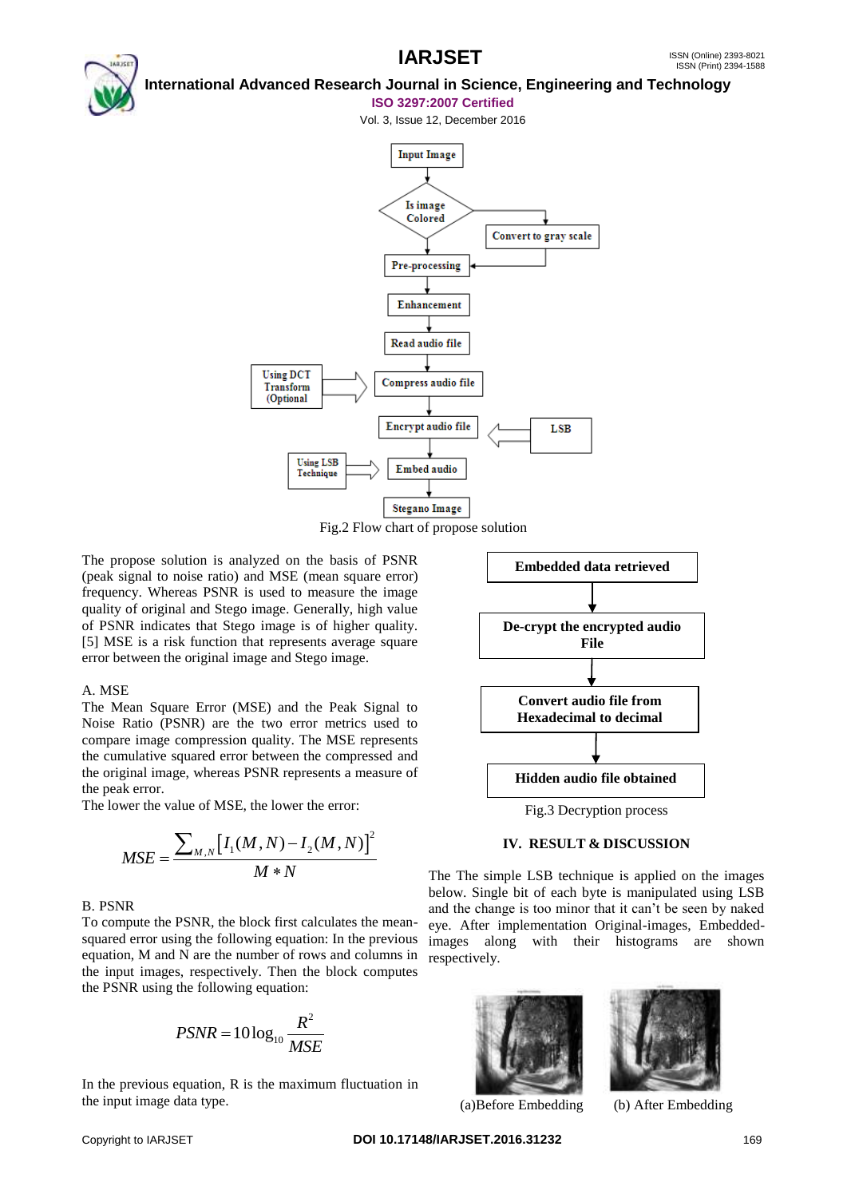Fig.2 Flow chart of propose solution

The propose solution is analyzed on the basis of PSNR (peak signal to noise ratio) and MSE (mean square error) frequency. Whereas PSNR is used to measure the image quality of original and Stego image. Generally, high value of PSNR indicates that Stego image is of higher quality. [5] MSE is a risk function that represents average square error between the original image and Stego image.

A. MSE

The Mean Square Error (MSE) and the Peak Signal to Noise Ratio (PSNR) are the two error metrics used to compare image compression quality. The MSE represents the cumulative squared error between the compressed and the original image, whereas PSNR represents a measure of the peak error.

The lower the value of MSE, the lower the error:

$$MSE = \frac{\sum_{M,N}\left[I_1(M,N) - I_2(M,N)\right]^2}{M * N}$$

B. PSNR

To compute the PSNR, the block first calculates the mean-squared error using the following equation: In the previous equation, M and N are the number of rows and columns in the input images, respectively. Then the block computes the PSNR using the following equation:

$$PSNR = 10\log_{10}\frac{R^2}{MSE}$$

In the previous equation, R is the maximum fluctuation in the input image data type.

Fig.3 Decryption process

## IV. RESULT & DISCUSSION

The The simple LSB technique is applied on the images below. Single bit of each byte is manipulated using LSB and the change is too minor that it can't be seen by naked eye. After implementation Original-images, Embedded-images along with their histograms are shown respectively.

(a)Before Embedding (b) After Embedding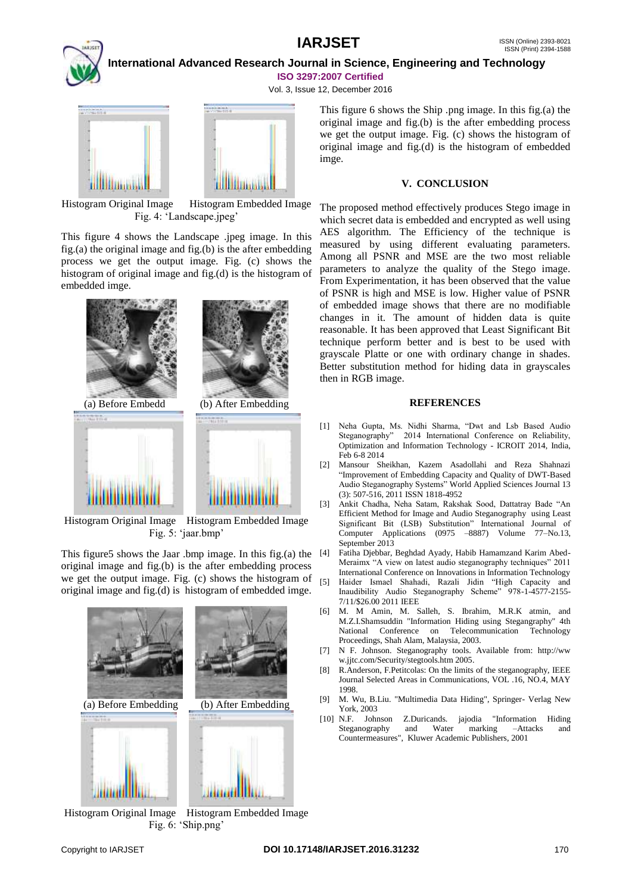Histogram Original Image Histogram Embedded Image

Fig. 4: 'Landscape.jpeg'

This figure 4 shows the Landscape .jpeg image. In this fig.(a) the original image and fig.(b) is the after embedding process we get the output image. Fig. (c) shows the histogram of original image and fig.(d) is the histogram of embedded imge.

(a) Before Embedd (b) After Embedding

Histogram Original Image Histogram Embedded Image

Fig. 5: 'jaar.bmp'

This figure5 shows the Jaar .bmp image. In this fig.(a) the original image and fig.(b) is the after embedding process we get the output image. Fig. (c) shows the histogram of original image and fig.(d) is histogram of embedded imge.

(a) Before Embedding (b) After Embedding

Histogram Original Image Histogram Embedded Image

Fig. 6: 'Ship.png'

This figure 6 shows the Ship .png image. In this fig.(a) the original image and fig.(b) is the after embedding process we get the output image. Fig. (c) shows the histogram of original image and fig.(d) is the histogram of embedded imge.

## V. CONCLUSION

The proposed method effectively produces Stego image in which secret data is embedded and encrypted as well using AES algorithm. The Efficiency of the technique is measured by using different evaluating parameters. Among all PSNR and MSE are the two most reliable parameters to analyze the quality of the Stego image. From Experimentation, it has been observed that the value of PSNR is high and MSE is low. Higher value of PSNR of embedded image shows that there are no modifiable changes in it. The amount of hidden data is quite reasonable. It has been approved that Least Significant Bit technique perform better and is best to be used with grayscale Platte or one with ordinary change in shades. Better substitution method for hiding data in grayscales then in RGB image.

## REFERENCES

[1] Neha Gupta, Ms. Nidhi Sharma, "Dwt and Lsb Based Audio Steganography" 2014 International Conference on Reliability, Optimization and Information Technology - ICROIT 2014, India, Feb 6-8 2014

[2] Mansour Sheikhan, Kazem Asadollahi and Reza Shahnazi "Improvement of Embedding Capacity and Quality of DWT-Based Audio Steganography Systems" World Applied Sciences Journal 13 (3): 507-516, 2011 ISSN 1818-4952

[3] Ankit Chadha, Neha Satam, Rakshak Sood, Dattatray Bade "An Efficient Method for Image and Audio Steganography using Least Significant Bit (LSB) Substitution" International Journal of Computer Applications (0975 –8887) Volume 77–No.13, September 2013

[4] Fatiha Djebbar, Beghdad Ayady, Habib Hamamzand Karim Abed-Meraimx "A view on latest audio steganography techniques" 2011 International Conference on Innovations in Information Technology

[5] Haider Ismael Shahadi, Razali Jidin "High Capacity and Inaudibility Audio Steganography Scheme" 978-1-4577-2155-7/11/$26.00 2011 IEEE

[6] M. M Amin, M. Salleh, S. Ibrahim, M.R.K atmin, and M.Z.I.Shamsuddin "Information Hiding using Stegangraphy" 4th National Conference on Telecommunication Technology Proceedings, Shah Alam, Malaysia, 2003.

[7] N F. Johnson. Steganography tools. Available from: http://www.jjtc.com/Security/stegtools.htm 2005.

[8] R.Anderson, F.Petitcolas: On the limits of the steganography, IEEE Journal Selected Areas in Communications, VOL .16, NO.4, MAY 1998.

[9] M. Wu, B.Liu. "Multimedia Data Hiding", Springer- Verlag New York, 2003

[10] N.F. Johnson Z.Duricands. jajodia "Information Hiding Steganography and Water marking –Attacks and Countermeasures", Kluwer Academic Publishers, 2001